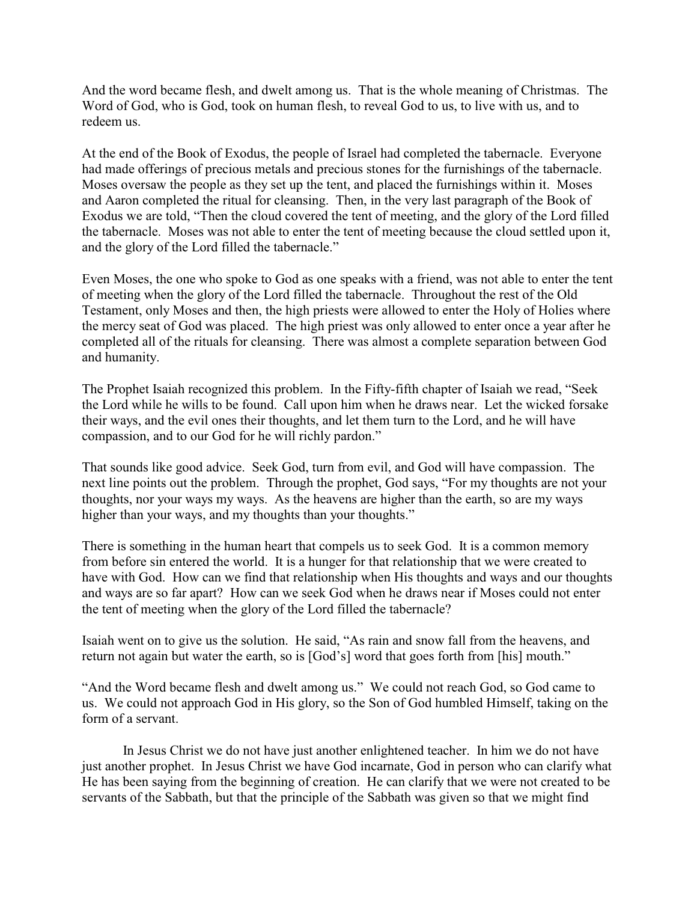And the word became flesh, and dwelt among us. That is the whole meaning of Christmas. The Word of God, who is God, took on human flesh, to reveal God to us, to live with us, and to redeem us.

At the end of the Book of Exodus, the people of Israel had completed the tabernacle. Everyone had made offerings of precious metals and precious stones for the furnishings of the tabernacle. Moses oversaw the people as they set up the tent, and placed the furnishings within it. Moses and Aaron completed the ritual for cleansing. Then, in the very last paragraph of the Book of Exodus we are told, "Then the cloud covered the tent of meeting, and the glory of the Lord filled the tabernacle. Moses was not able to enter the tent of meeting because the cloud settled upon it, and the glory of the Lord filled the tabernacle."

Even Moses, the one who spoke to God as one speaks with a friend, was not able to enter the tent of meeting when the glory of the Lord filled the tabernacle. Throughout the rest of the Old Testament, only Moses and then, the high priests were allowed to enter the Holy of Holies where the mercy seat of God was placed. The high priest was only allowed to enter once a year after he completed all of the rituals for cleansing. There was almost a complete separation between God and humanity.

The Prophet Isaiah recognized this problem. In the Fifty-fifth chapter of Isaiah we read, "Seek the Lord while he wills to be found. Call upon him when he draws near. Let the wicked forsake their ways, and the evil ones their thoughts, and let them turn to the Lord, and he will have compassion, and to our God for he will richly pardon."

That sounds like good advice. Seek God, turn from evil, and God will have compassion. The next line points out the problem. Through the prophet, God says, "For my thoughts are not your thoughts, nor your ways my ways. As the heavens are higher than the earth, so are my ways higher than your ways, and my thoughts than your thoughts."

There is something in the human heart that compels us to seek God. It is a common memory from before sin entered the world. It is a hunger for that relationship that we were created to have with God. How can we find that relationship when His thoughts and ways and our thoughts and ways are so far apart? How can we seek God when he draws near if Moses could not enter the tent of meeting when the glory of the Lord filled the tabernacle?

Isaiah went on to give us the solution. He said, "As rain and snow fall from the heavens, and return not again but water the earth, so is [God's] word that goes forth from [his] mouth."

"And the Word became flesh and dwelt among us." We could not reach God, so God came to us. We could not approach God in His glory, so the Son of God humbled Himself, taking on the form of a servant.

In Jesus Christ we do not have just another enlightened teacher. In him we do not have just another prophet. In Jesus Christ we have God incarnate, God in person who can clarify what He has been saying from the beginning of creation. He can clarify that we were not created to be servants of the Sabbath, but that the principle of the Sabbath was given so that we might find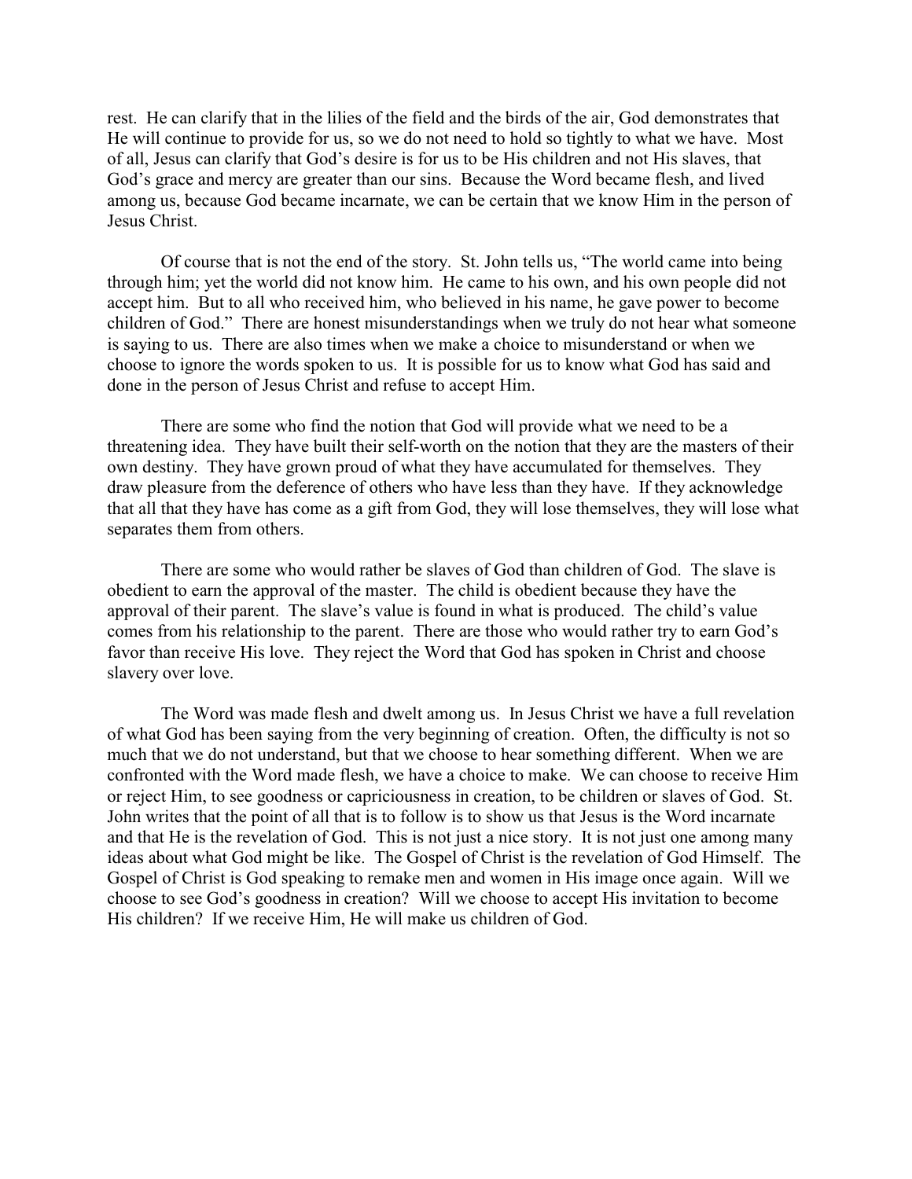rest. He can clarify that in the lilies of the field and the birds of the air, God demonstrates that He will continue to provide for us, so we do not need to hold so tightly to what we have. Most of all, Jesus can clarify that God's desire is for us to be His children and not His slaves, that God's grace and mercy are greater than our sins. Because the Word became flesh, and lived among us, because God became incarnate, we can be certain that we know Him in the person of Jesus Christ.

Of course that is not the end of the story. St. John tells us, "The world came into being through him; yet the world did not know him. He came to his own, and his own people did not accept him. But to all who received him, who believed in his name, he gave power to become children of God." There are honest misunderstandings when we truly do not hear what someone is saying to us. There are also times when we make a choice to misunderstand or when we choose to ignore the words spoken to us. It is possible for us to know what God has said and done in the person of Jesus Christ and refuse to accept Him.

There are some who find the notion that God will provide what we need to be a threatening idea. They have built their self-worth on the notion that they are the masters of their own destiny. They have grown proud of what they have accumulated for themselves. They draw pleasure from the deference of others who have less than they have. If they acknowledge that all that they have has come as a gift from God, they will lose themselves, they will lose what separates them from others.

There are some who would rather be slaves of God than children of God. The slave is obedient to earn the approval of the master. The child is obedient because they have the approval of their parent. The slave's value is found in what is produced. The child's value comes from his relationship to the parent. There are those who would rather try to earn God's favor than receive His love. They reject the Word that God has spoken in Christ and choose slavery over love.

The Word was made flesh and dwelt among us. In Jesus Christ we have a full revelation of what God has been saying from the very beginning of creation. Often, the difficulty is not so much that we do not understand, but that we choose to hear something different. When we are confronted with the Word made flesh, we have a choice to make. We can choose to receive Him or reject Him, to see goodness or capriciousness in creation, to be children or slaves of God. St. John writes that the point of all that is to follow is to show us that Jesus is the Word incarnate and that He is the revelation of God. This is not just a nice story. It is not just one among many ideas about what God might be like. The Gospel of Christ is the revelation of God Himself. The Gospel of Christ is God speaking to remake men and women in His image once again. Will we choose to see God's goodness in creation? Will we choose to accept His invitation to become His children? If we receive Him, He will make us children of God.